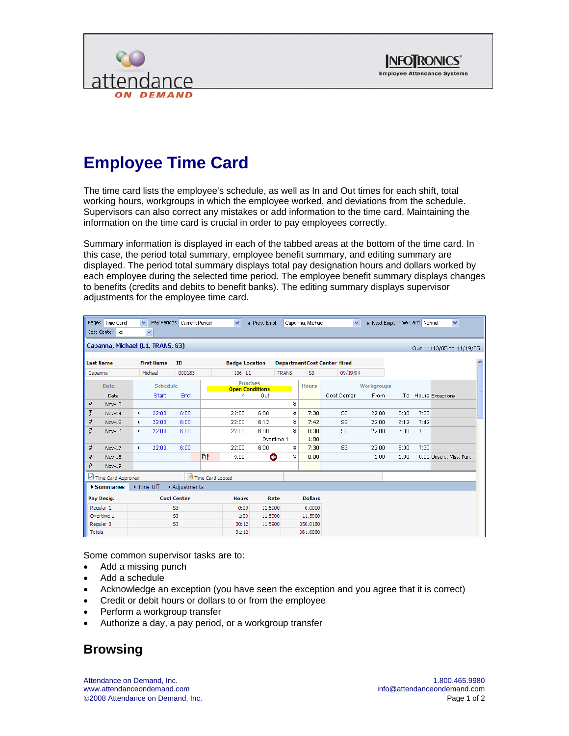# Employee Time Card

The time card lists the employee's schedule, as well as In and Out times for each shift, total working hours, workgroups in which the employee worked, and deviations from the schedule. Supervisors can also correct any mistakes or add information to the time card. Maintaining the information on the time card is crucial in order to pay employees correctly.

Summary information is displayed in each of the tabbed areas at the bottom of the time card. In this case, the period total summary, employee benefit summary, and editing summary are displayed. The period total summary displays total pay designation hours and dollars worked by each employee during the selected time period. The employee benefit summary displays changes to benefits (credits and debits to benefit banks). The editing summary displays supervisor adjustments for the employee time card.

Some common supervisor tasks are to:

- Add a missing punch
- Add a schedule
- Acknowledge an exception (you have seen the exception and you agree that it is correct)
- Credit or debit hours or dollars to or from the employee
- Perform a workgroup transfer
- Authorize a day, a pay period, or a workgroup transfer

## Browsing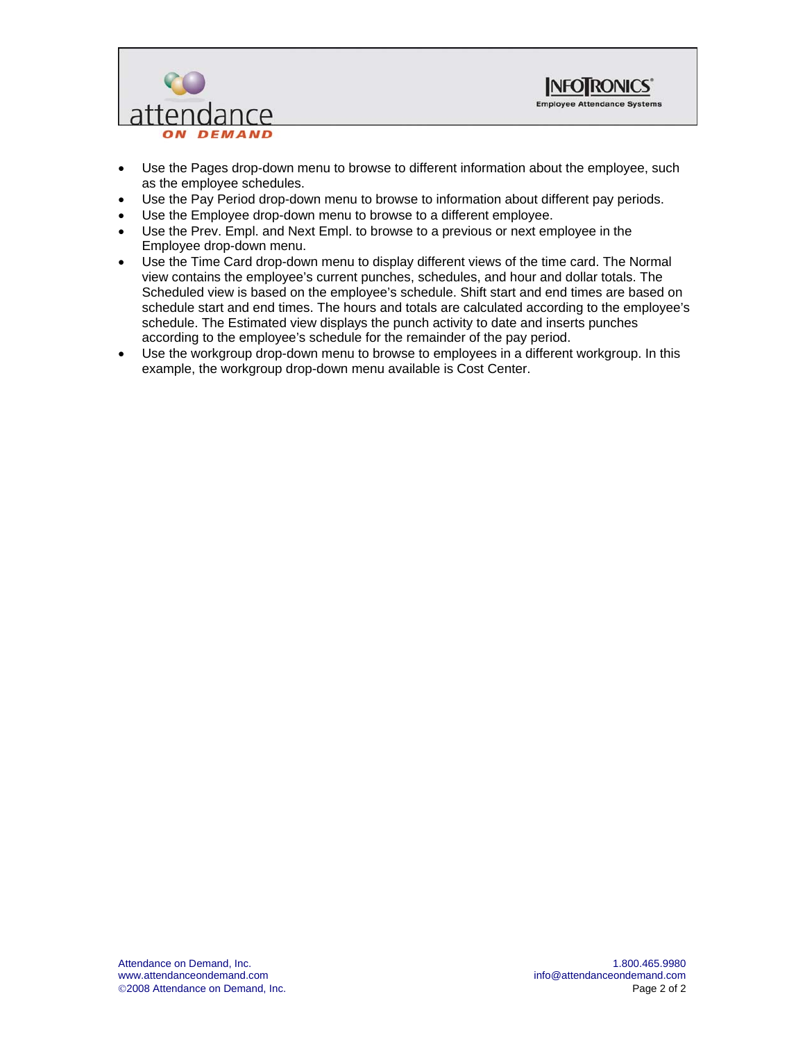- Use the Pages drop-down menu to browse to different information about the employee, such as the employee schedules.
- Use the Pay Period drop-down menu to browse to information about different pay periods.
- Use the Employee drop-down menu to browse to a different employee.
- Use the Prev. Empl. and Next Empl. to browse to a previous or next employee in the Employee drop-down menu.
- Use the Time Card drop-down menu to display different views of the time card. The Normal view contains the employee's current punches, schedules, and hour and dollar totals. The Scheduled view is based on the employee's schedule. Shift start and end times are based on schedule start and end times. The hours and totals are calculated according to the employee's schedule. The Estimated view displays the punch activity to date and inserts punches according to the employee's schedule for the remainder of the pay period.
- Use the workgroup drop-down menu to browse to employees in a different workgroup. In this example, the workgroup drop-down menu available is Cost Center.